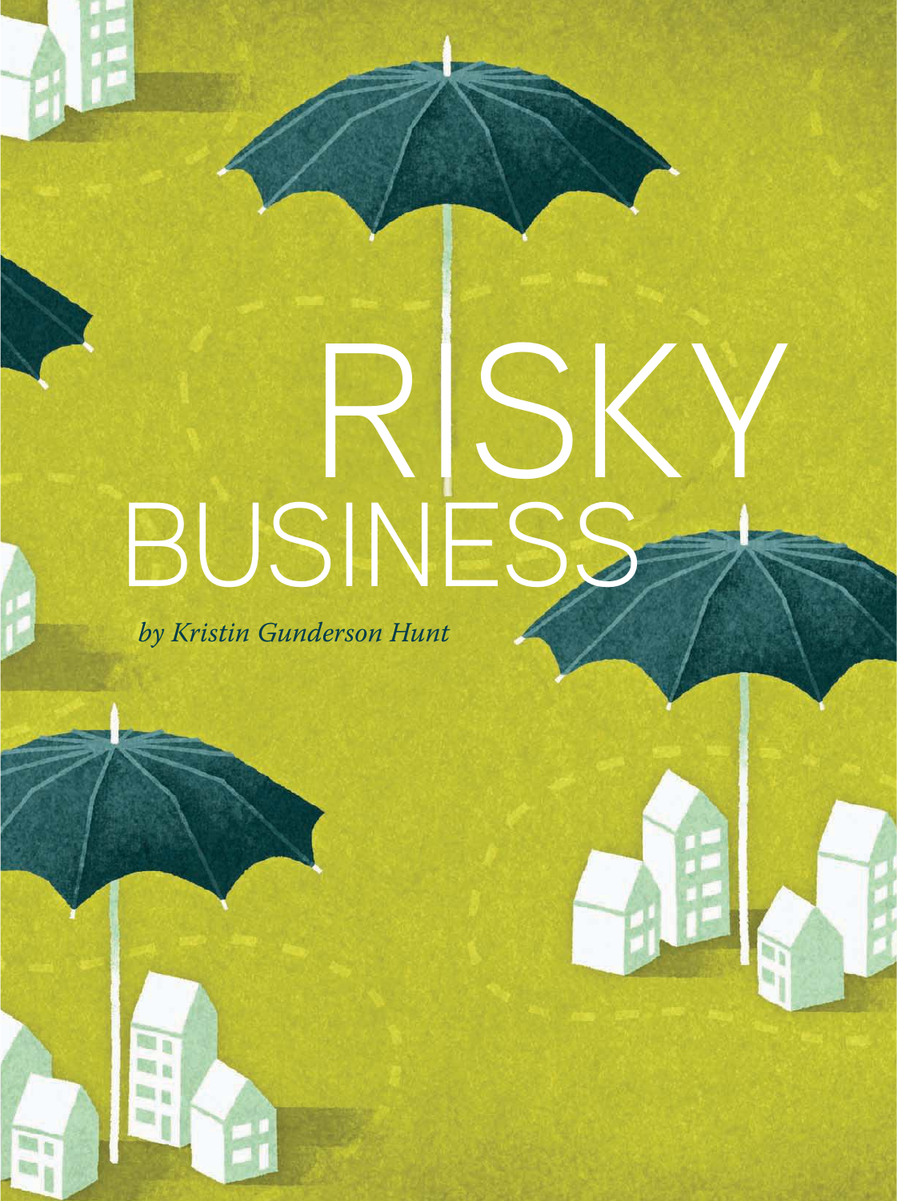# RISKY BUSINESS

*by Kristin Gunderson Hunt*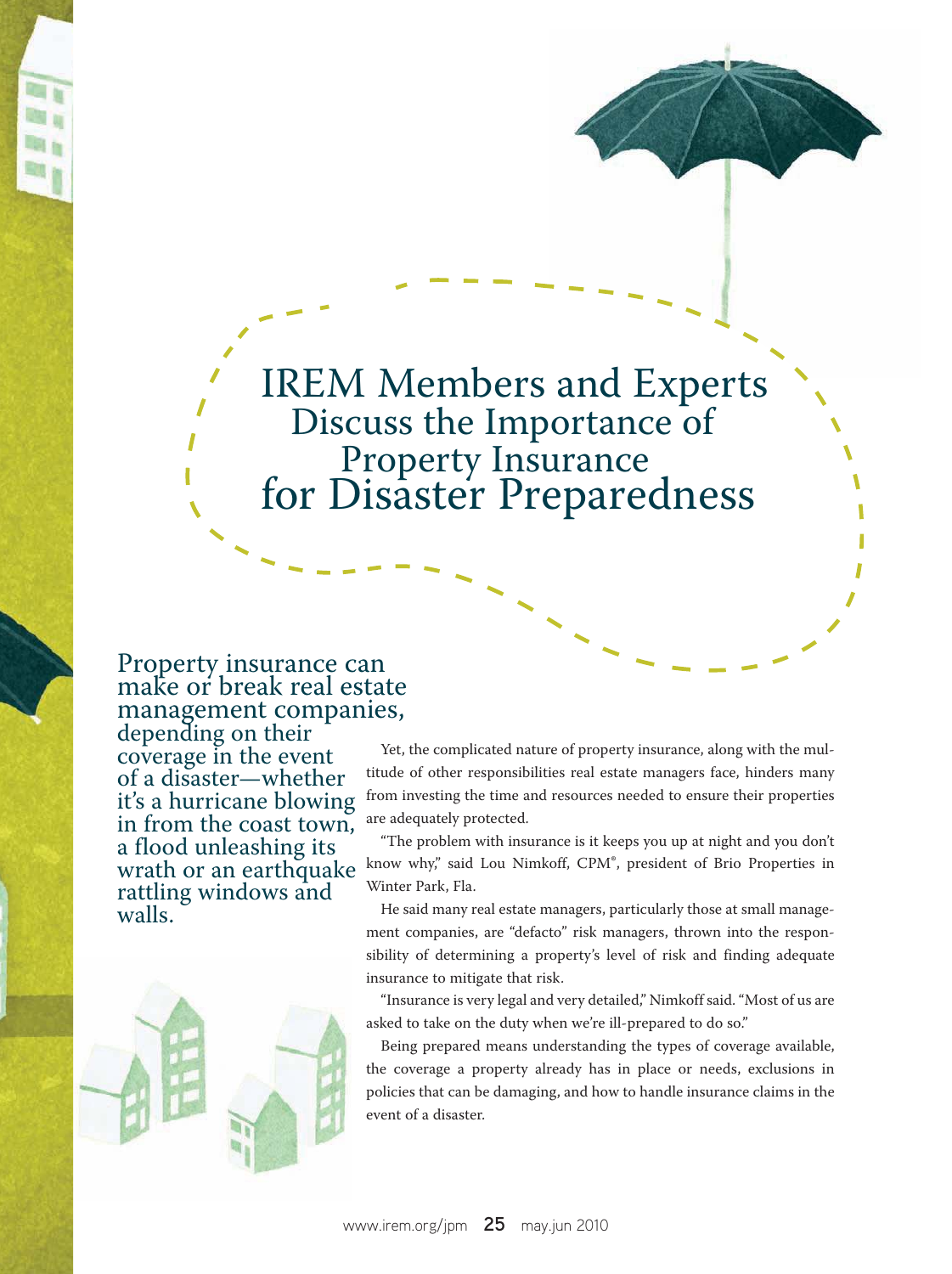# IREM Members and Experts Discuss the Importance of Property Insurance for Disaster Preparedness

**Property insurance can make or break real estate management companies, depending on their coverage in the event of a disaster—whether it's a hurricane blowing in from the coast town, a flood unleashing its wrath or an earthquake rattling windows and walls.**

Yet, the complicated nature of property insurance, along with the multitude of other responsibilities real estate managers face, hinders many from investing the time and resources needed to ensure their properties are adequately protected.

"The problem with insurance is it keeps you up at night and you don't know why," said Lou Nimkoff, CPM®, president of Brio Properties in Winter Park, Fla.

He said many real estate managers, particularly those at small management companies, are "defacto" risk managers, thrown into the responsibility of determining a property's level of risk and finding adequate insurance to mitigate that risk.

"Insurance is very legal and very detailed," Nimkoff said. "Most of us are asked to take on the duty when we're ill-prepared to do so."

Being prepared means understanding the types of coverage available, the coverage a property already has in place or needs, exclusions in policies that can be damaging, and how to handle insurance claims in the event of a disaster.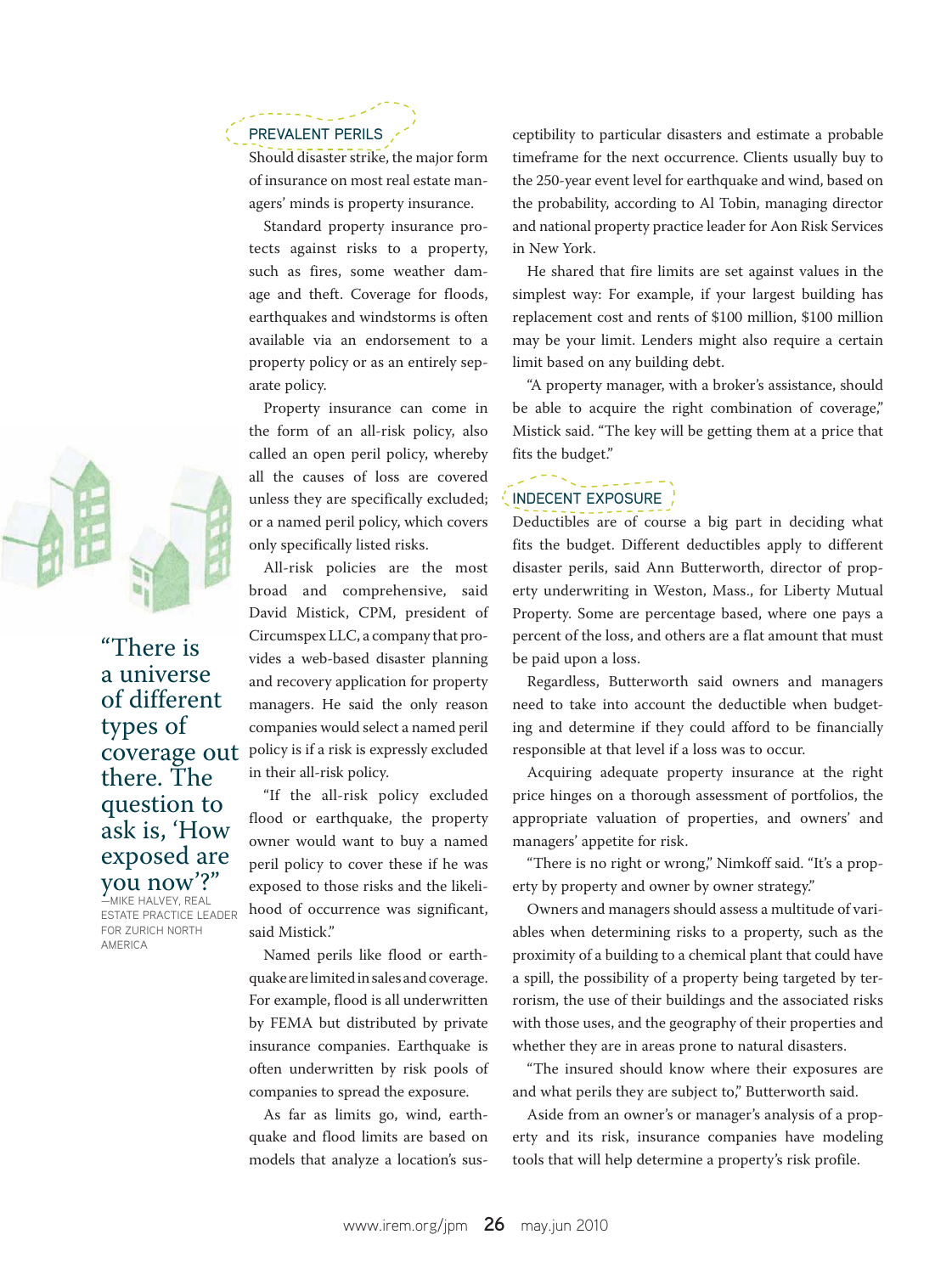## PREVALENT PERILS

Should disaster strike, the major form of insurance on most real estate managers' minds is property insurance.

Standard property insurance protects against risks to a property, such as fires, some weather damage and theft. Coverage for floods, earthquakes and windstorms is often available via an endorsement to a property policy or as an entirely separate policy.

Property insurance can come in the form of an all-risk policy, also called an open peril policy, whereby all the causes of loss are covered unless they are specifically excluded; or a named peril policy, which covers only specifically listed risks.

All-risk policies are the most broad and comprehensive, said David Mistick, CPM, president of Circumspex LLC, a company that provides a web-based disaster planning and recovery application for property managers. He said the only reason companies would select a named peril policy is if a risk is expressly excluded in their all-risk policy.

"If the all-risk policy excluded flood or earthquake, the property owner would want to buy a named peril policy to cover these if he was exposed to those risks and the likelihood of occurrence was significant, said Mistick."

> "There is a universe of different types of coverage out there. The question to ask is, 'How exposed are you now'?"
> —MIKE HALVEY, REAL ESTATE PRACTICE LEADER FOR ZURICH NORTH AMERICA

Named perils like flood or earthquake are limited in sales and coverage. For example, flood is all underwritten by FEMA but distributed by private insurance companies. Earthquake is often underwritten by risk pools of companies to spread the exposure.

As far as limits go, wind, earthquake and flood limits are based on models that analyze a location's susceptibility to particular disasters and estimate a probable timeframe for the next occurrence. Clients usually buy to the 250-year event level for earthquake and wind, based on the probability, according to Al Tobin, managing director and national property practice leader for Aon Risk Services in New York.

He shared that fire limits are set against values in the simplest way: For example, if your largest building has replacement cost and rents of $100 million, $100 million may be your limit. Lenders might also require a certain limit based on any building debt.

"A property manager, with a broker's assistance, should be able to acquire the right combination of coverage," Mistick said. "The key will be getting them at a price that fits the budget."

## INDECENT EXPOSURE

Deductibles are of course a big part in deciding what fits the budget. Different deductibles apply to different disaster perils, said Ann Butterworth, director of property underwriting in Weston, Mass., for Liberty Mutual Property. Some are percentage based, where one pays a percent of the loss, and others are a flat amount that must be paid upon a loss.

Regardless, Butterworth said owners and managers need to take into account the deductible when budgeting and determine if they could afford to be financially responsible at that level if a loss was to occur.

Acquiring adequate property insurance at the right price hinges on a thorough assessment of portfolios, the appropriate valuation of properties, and owners' and managers' appetite for risk.

"There is no right or wrong," Nimkoff said. "It's a property by property and owner by owner strategy."

Owners and managers should assess a multitude of variables when determining risks to a property, such as the proximity of a building to a chemical plant that could have a spill, the possibility of a property being targeted by terrorism, the use of their buildings and the associated risks with those uses, and the geography of their properties and whether they are in areas prone to natural disasters.

"The insured should know where their exposures are and what perils they are subject to," Butterworth said.

Aside from an owner's or manager's analysis of a property and its risk, insurance companies have modeling tools that will help determine a property's risk profile.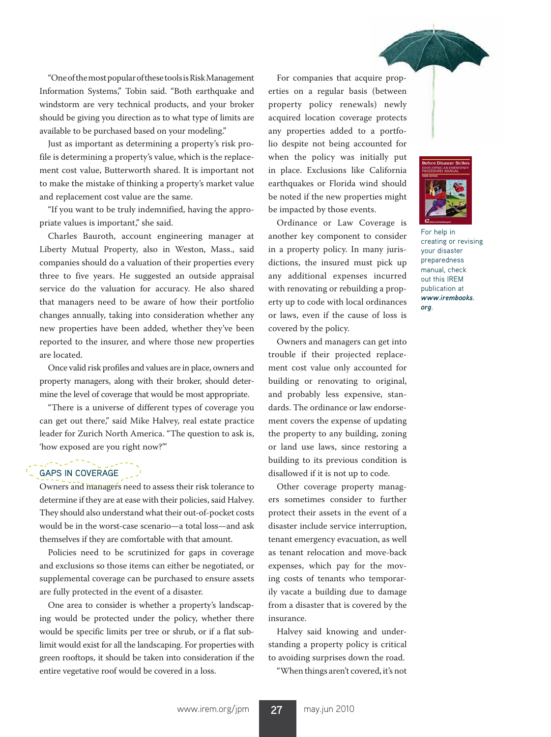"One of the most popular of these tools is Risk Management Information Systems," Tobin said. "Both earthquake and windstorm are very technical products, and your broker should be giving you direction as to what type of limits are available to be purchased based on your modeling."

Just as important as determining a property's risk profile is determining a property's value, which is the replacement cost value, Butterworth shared. It is important not to make the mistake of thinking a property's market value and replacement cost value are the same.

"If you want to be truly indemnified, having the appropriate values is important," she said.

Charles Bauroth, account engineering manager at Liberty Mutual Property, also in Weston, Mass., said companies should do a valuation of their properties every three to five years. He suggested an outside appraisal service do the valuation for accuracy. He also shared that managers need to be aware of how their portfolio changes annually, taking into consideration whether any new properties have been added, whether they've been reported to the insurer, and where those new properties are located.

Once valid risk profiles and values are in place, owners and property managers, along with their broker, should determine the level of coverage that would be most appropriate.

"There is a universe of different types of coverage you can get out there," said Mike Halvey, real estate practice leader for Zurich North America. "The question to ask is, 'how exposed are you right now?'"

## GAPS IN COVERAGE

Owners and managers need to assess their risk tolerance to determine if they are at ease with their policies, said Halvey. They should also understand what their out-of-pocket costs would be in the worst-case scenario—a total loss—and ask themselves if they are comfortable with that amount.

Policies need to be scrutinized for gaps in coverage and exclusions so those items can either be negotiated, or supplemental coverage can be purchased to ensure assets are fully protected in the event of a disaster.

One area to consider is whether a property's landscaping would be protected under the policy, whether there would be specific limits per tree or shrub, or if a flat sublimit would exist for all the landscaping. For properties with green rooftops, it should be taken into consideration if the entire vegetative roof would be covered in a loss.

For companies that acquire properties on a regular basis (between property policy renewals) newly acquired location coverage protects any properties added to a portfolio despite not being accounted for when the policy was initially put in place. Exclusions like California earthquakes or Florida wind should be noted if the new properties might be impacted by those events.

Ordinance or Law Coverage is another key component to consider in a property policy. In many jurisdictions, the insured must pick up any additional expenses incurred with renovating or rebuilding a property up to code with local ordinances or laws, even if the cause of loss is covered by the policy.

Owners and managers can get into trouble if their projected replacement cost value only accounted for building or renovating to original, and probably less expensive, standards. The ordinance or law endorsement covers the expense of updating the property to any building, zoning or land use laws, since restoring a building to its previous condition is disallowed if it is not up to code.

Other coverage property managers sometimes consider to further protect their assets in the event of a disaster include service interruption, tenant emergency evacuation, as well as tenant relocation and move-back expenses, which pay for the moving costs of tenants who temporarily vacate a building due to damage from a disaster that is covered by the insurance.

Halvey said knowing and understanding a property policy is critical to avoiding surprises down the road.

"When things aren't covered, it's not

For help in creating or revising your disaster preparedness manual, check out this IREM publication at ***www.irembooks.org***.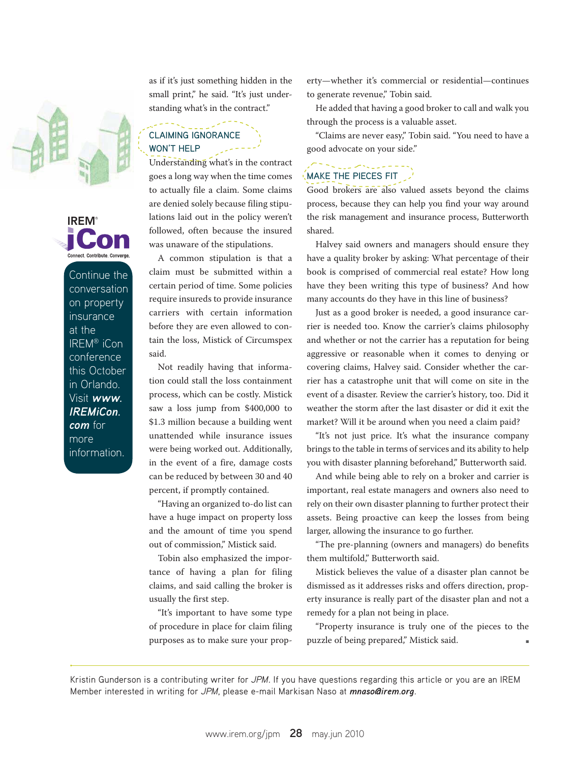as if it's just something hidden in the small print," he said. "It's just understanding what's in the contract."

## CLAIMING IGNORANCE WON'T HELP

Understanding what's in the contract goes a long way when the time comes to actually file a claim. Some claims are denied solely because filing stipulations laid out in the policy weren't followed, often because the insured was unaware of the stipulations.

A common stipulation is that a claim must be submitted within a certain period of time. Some policies require insureds to provide insurance carriers with certain information before they are even allowed to contain the loss, Mistick of Circumspex said.

Not readily having that information could stall the loss containment process, which can be costly. Mistick saw a loss jump from $400,000 to $1.3 million because a building went unattended while insurance issues were being worked out. Additionally, in the event of a fire, damage costs can be reduced by between 30 and 40 percent, if promptly contained.

"Having an organized to-do list can have a huge impact on property loss and the amount of time you spend out of commission," Mistick said.

Tobin also emphasized the importance of having a plan for filing claims, and said calling the broker is usually the first step.

"It's important to have some type of procedure in place for claim filing purposes as to make sure your property—whether it's commercial or residential—continues to generate revenue," Tobin said.

He added that having a good broker to call and walk you through the process is a valuable asset.

"Claims are never easy," Tobin said. "You need to have a good advocate on your side."

## MAKE THE PIECES FIT

Good brokers are also valued assets beyond the claims process, because they can help you find your way around the risk management and insurance process, Butterworth shared.

Halvey said owners and managers should ensure they have a quality broker by asking: What percentage of their book is comprised of commercial real estate? How long have they been writing this type of business? And how many accounts do they have in this line of business?

Just as a good broker is needed, a good insurance carrier is needed too. Know the carrier's claims philosophy and whether or not the carrier has a reputation for being aggressive or reasonable when it comes to denying or covering claims, Halvey said. Consider whether the carrier has a catastrophe unit that will come on site in the event of a disaster. Review the carrier's history, too. Did it weather the storm after the last disaster or did it exit the market? Will it be around when you need a claim paid?

"It's not just price. It's what the insurance company brings to the table in terms of services and its ability to help you with disaster planning beforehand," Butterworth said.

And while being able to rely on a broker and carrier is important, real estate managers and owners also need to rely on their own disaster planning to further protect their assets. Being proactive can keep the losses from being larger, allowing the insurance to go further.

"The pre-planning (owners and managers) do benefits them multifold," Butterworth said.

Mistick believes the value of a disaster plan cannot be dismissed as it addresses risks and offers direction, property insurance is really part of the disaster plan and not a remedy for a plan not being in place.

"Property insurance is truly one of the pieces to the puzzle of being prepared," Mistick said. ▪

**IREM® iCon** Connect. Contribute. Converge.

Continue the conversation on property insurance at the IREM® iCon conference this October in Orlando. Visit ***www.IREMiCon.com*** for more information.

---

Kristin Gunderson is a contributing writer for *JPM*. If you have questions regarding this article or you are an IREM Member interested in writing for *JPM*, please e-mail Markisan Naso at ***mnaso@irem.org***.